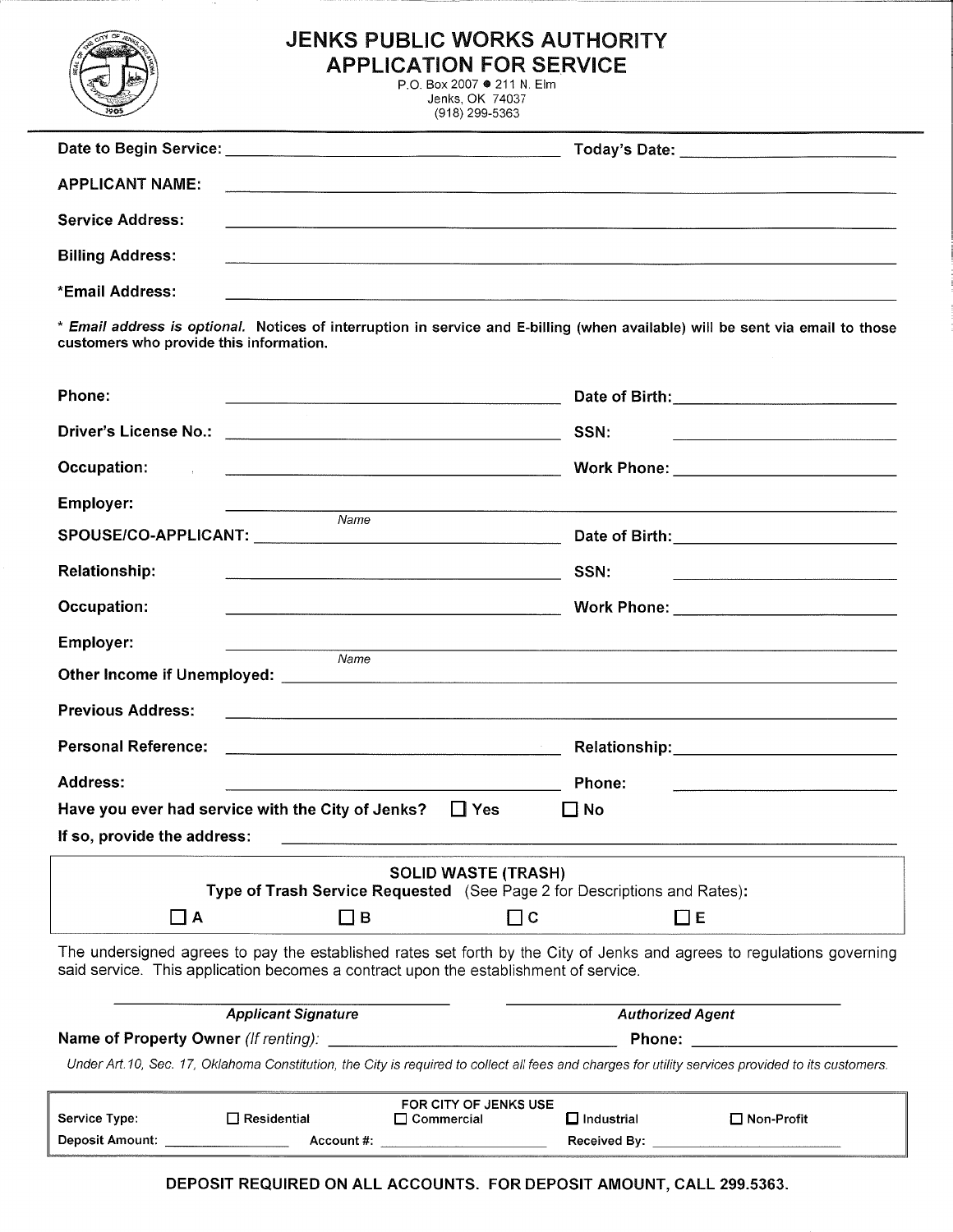# JENKS PUBLIC WORKS AUTHORITY
## APPLICATION FOR SERVICE

P.O. Box 2007 ● 211 N. Elm
Jenks, OK 74037
(918) 299-5363

---

**Date to Begin Service:** ______________________ **Today's Date:** ______________________

**APPLICANT NAME:** ______________________

**Service Address:** ______________________

**Billing Address:** ______________________

**\*Email Address:** ______________________

\* ***Email address is optional.*** **Notices of interruption in service and E-billing (when available) will be sent via email to those customers who provide this information.**

**Phone:** ______________________ **Date of Birth:** ______________________

**Driver's License No.:** ______________________ **SSN:** ______________________

**Occupation:** ______________________ **Work Phone:** ______________________

**Employer:** ______________________
*Name*

**SPOUSE/CO-APPLICANT:** ______________________ **Date of Birth:** ______________________

**Relationship:** ______________________ **SSN:** ______________________

**Occupation:** ______________________ **Work Phone:** ______________________

**Employer:** ______________________
*Name*

**Other Income if Unemployed:** ______________________

**Previous Address:** ______________________

**Personal Reference:** ______________________ **Relationship:** ______________________

**Address:** ______________________ **Phone:** ______________________

**Have you ever had service with the City of Jenks?** ☐ **Yes** ☐ **No**

**If so, provide the address:** ______________________

---

**SOLID WASTE (TRASH)**

**Type of Trash Service Requested** (See Page 2 for Descriptions and Rates)**:**

☐ **A** ☐ **B** ☐ **C** ☐ **E**

---

The undersigned agrees to pay the established rates set forth by the City of Jenks and agrees to regulations governing said service. This application becomes a contract upon the establishment of service.

______________________ ______________________
***Applicant Signature*** ***Authorized Agent***

**Name of Property Owner** *(If renting)*: ______________________ **Phone:** ______________________

*Under Art.10, Sec. 17, Oklahoma Constitution, the City is required to collect all fees and charges for utility services provided to its customers.*

---

**FOR CITY OF JENKS USE**

Service Type: ☐ Residential ☐ Commercial ☐ Industrial ☐ Non-Profit

Deposit Amount: ____________ Account #: ____________ Received By: ____________

---

**DEPOSIT REQUIRED ON ALL ACCOUNTS. FOR DEPOSIT AMOUNT, CALL 299.5363.**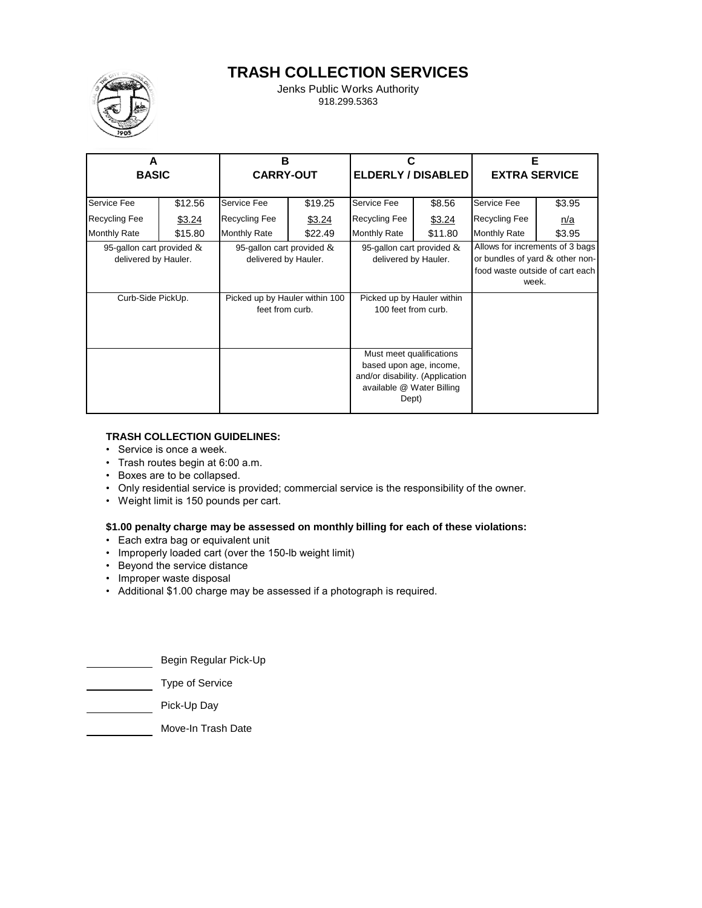# TRASH COLLECTION SERVICES

Jenks Public Works Authority
918.299.5363

| A BASIC | | B CARRY-OUT | | C ELDERLY / DISABLED | | E EXTRA SERVICE | |
|---|---|---|---|---|---|---|---|
| Service Fee | $12.56 | Service Fee | $19.25 | Service Fee | $8.56 | Service Fee | $3.95 |
| Recycling Fee | $3.24 | Recycling Fee | $3.24 | Recycling Fee | $3.24 | Recycling Fee | n/a |
| Monthly Rate | $15.80 | Monthly Rate | $22.49 | Monthly Rate | $11.80 | Monthly Rate | $3.95 |
| 95-gallon cart provided & delivered by Hauler. | | 95-gallon cart provided & delivered by Hauler. | | 95-gallon cart provided & delivered by Hauler. | | Allows for increments of 3 bags or bundles of yard & other non-food waste outside of cart each week. | |
| Curb-Side PickUp. | | Picked up by Hauler within 100 feet from curb. | | Picked up by Hauler within 100 feet from curb. | | | |
| | | | | Must meet qualifications based upon age, income, and/or disability. (Application available @ Water Billing Dept) | | | |

**TRASH COLLECTION GUIDELINES:**

- Service is once a week.
- Trash routes begin at 6:00 a.m.
- Boxes are to be collapsed.
- Only residential service is provided; commercial service is the responsibility of the owner.
- Weight limit is 150 pounds per cart.

**$1.00 penalty charge may be assessed on monthly billing for each of these violations:**

- Each extra bag or equivalent unit
- Improperly loaded cart (over the 150-lb weight limit)
- Beyond the service distance
- Improper waste disposal
- Additional $1.00 charge may be assessed if a photograph is required.

\_\_\_\_\_\_\_\_\_\_ Begin Regular Pick-Up

\_\_\_\_\_\_\_\_\_\_ Type of Service

\_\_\_\_\_\_\_\_\_\_ Pick-Up Day

\_\_\_\_\_\_\_\_\_\_ Move-In Trash Date